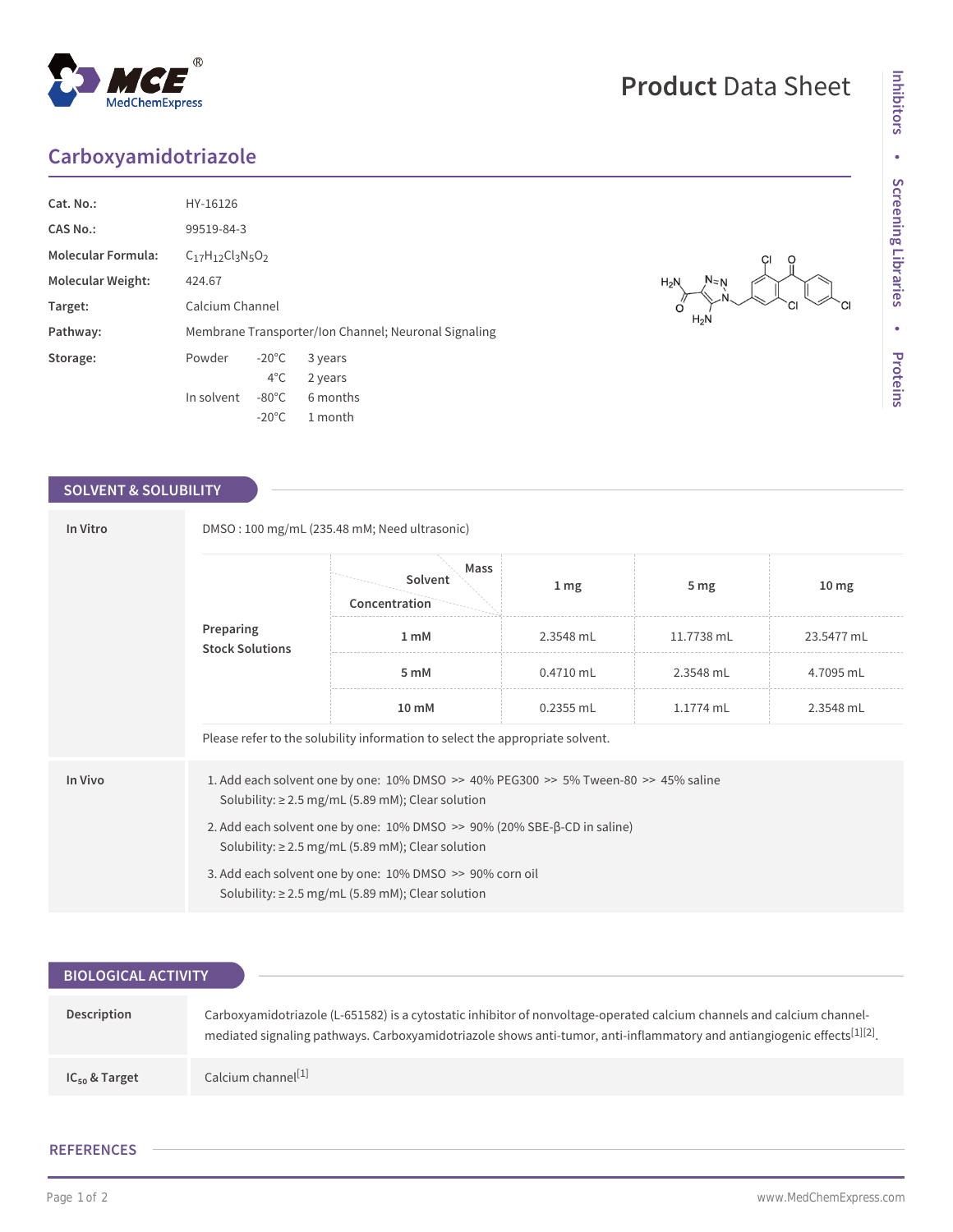# Product Data Sheet

## Carboxyamidotriazole

| | |
|---|---|
| **Cat. No.:** | HY-16126 |
| **CAS No.:** | 99519-84-3 |
| **Molecular Formula:** | $C_{17}H_{12}Cl_3N_5O_2$ |
| **Molecular Weight:** | 424.67 |
| **Target:** | Calcium Channel |
| **Pathway:** | Membrane Transporter/Ion Channel; Neuronal Signaling |
| **Storage:** | Powder -20°C 3 years; 4°C 2 years; In solvent -80°C 6 months; -20°C 1 month |

## SOLVENT & SOLUBILITY

**In Vitro**

DMSO : 100 mg/mL (235.48 mM; Need ultrasonic)

**Preparing Stock Solutions**

| Concentration \ Solvent \ Mass | 1 mg | 5 mg | 10 mg |
|---|---|---|---|
| 1 mM | 2.3548 mL | 11.7738 mL | 23.5477 mL |
| 5 mM | 0.4710 mL | 2.3548 mL | 4.7095 mL |
| 10 mM | 0.2355 mL | 1.1774 mL | 2.3548 mL |

Please refer to the solubility information to select the appropriate solvent.

**In Vivo**

1. Add each solvent one by one: 10% DMSO >> 40% PEG300 >> 5% Tween-80 >> 45% saline
   Solubility: ≥ 2.5 mg/mL (5.89 mM); Clear solution
2. Add each solvent one by one: 10% DMSO >> 90% (20% SBE-β-CD in saline)
   Solubility: ≥ 2.5 mg/mL (5.89 mM); Clear solution
3. Add each solvent one by one: 10% DMSO >> 90% corn oil
   Solubility: ≥ 2.5 mg/mL (5.89 mM); Clear solution

## BIOLOGICAL ACTIVITY

**Description**

Carboxyamidotriazole (L-651582) is a cytostatic inhibitor of nonvoltage-operated calcium channels and calcium channel-mediated signaling pathways. Carboxyamidotriazole shows anti-tumor, anti-inflammatory and antiangiogenic effects[1][2].

**$IC_{50}$ & Target**

Calcium channel[1]

## REFERENCES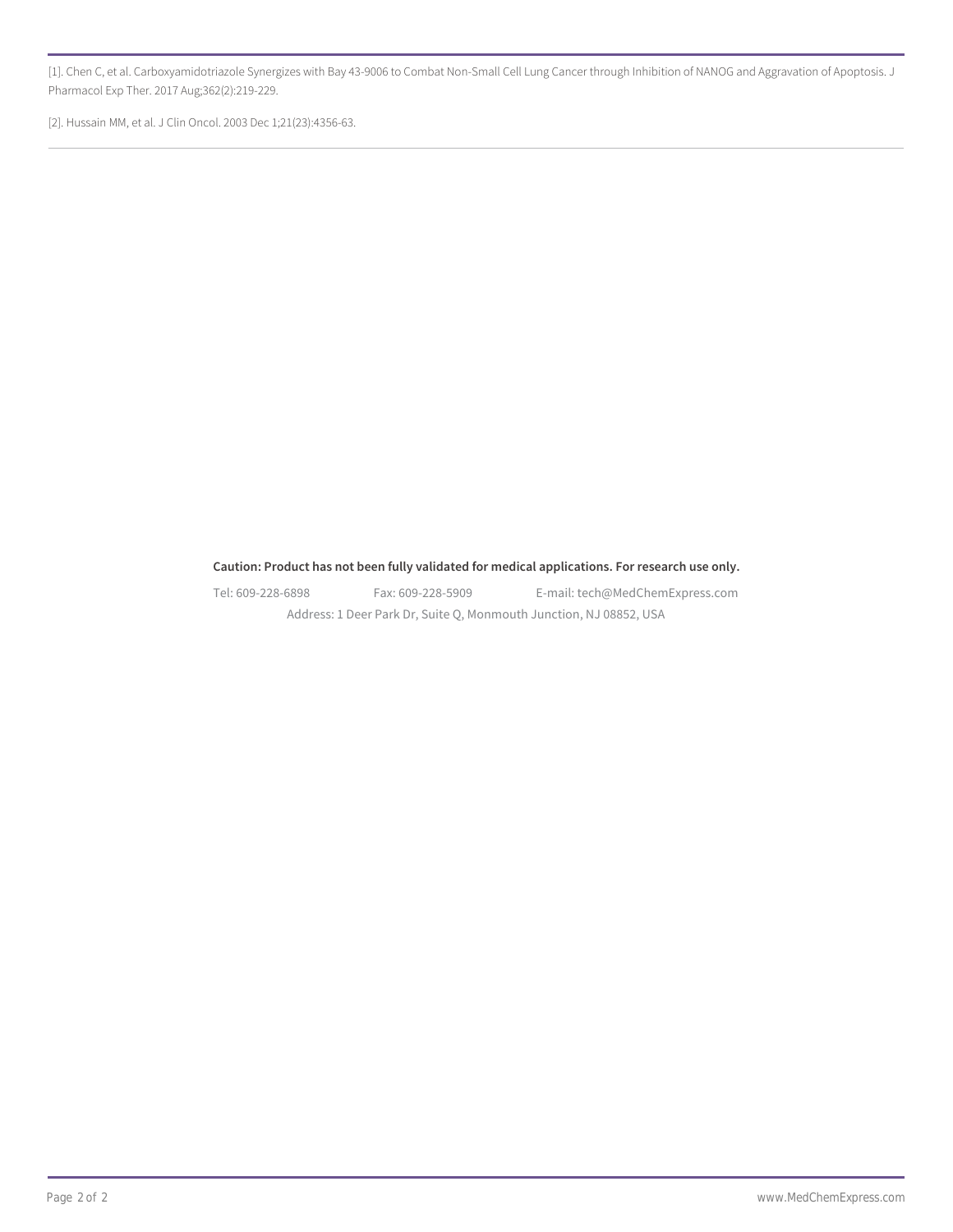[1]. Chen C, et al. Carboxyamidotriazole Synergizes with Bay 43-9006 to Combat Non-Small Cell Lung Cancer through Inhibition of NANOG and Aggravation of Apoptosis. J Pharmacol Exp Ther. 2017 Aug;362(2):219-229.

[2]. Hussain MM, et al. J Clin Oncol. 2003 Dec 1;21(23):4356-63.

**Caution: Product has not been fully validated for medical applications. For research use only.**

Tel: 609-228-6898 Fax: 609-228-5909 E-mail: tech@MedChemExpress.com

Address: 1 Deer Park Dr, Suite Q, Monmouth Junction, NJ 08852, USA